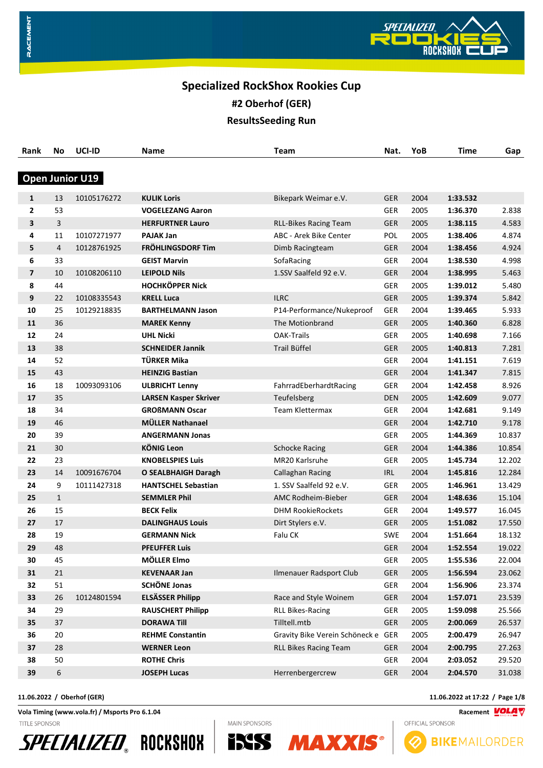# Specialized RockShox Rookies Cup

## #2 Oberhof (GER)

## ResultsSeeding Run

### Open Junior U19

| Rank | No | UCI-ID | Name | Team | Nat. | YoB | Time | Gap |
|---|---|---|---|---|---|---|---|---|
| 1 | 13 | 10105176272 | KULIK Loris | Bikepark Weimar e.V. | GER | 2004 | 1:33.532 | |
| 2 | 53 | | VOGELEZANG Aaron | | GER | 2005 | 1:36.370 | 2.838 |
| 3 | 3 | | HERFURTNER Lauro | RLL-Bikes Racing Team | GER | 2005 | 1:38.115 | 4.583 |
| 4 | 11 | 10107271977 | PAJAK Jan | ABC - Arek Bike Center | POL | 2005 | 1:38.406 | 4.874 |
| 5 | 4 | 10128761925 | FRÖHLINGSDORF Tim | Dimb Racingteam | GER | 2004 | 1:38.456 | 4.924 |
| 6 | 33 | | GEIST Marvin | SofaRacing | GER | 2004 | 1:38.530 | 4.998 |
| 7 | 10 | 10108206110 | LEIPOLD Nils | 1.SSV Saalfeld 92 e.V. | GER | 2004 | 1:38.995 | 5.463 |
| 8 | 44 | | HOCHKÖPPER Nick | | GER | 2005 | 1:39.012 | 5.480 |
| 9 | 22 | 10108335543 | KRELL Luca | ILRC | GER | 2005 | 1:39.374 | 5.842 |
| 10 | 25 | 10129218835 | BARTHELMANN Jason | P14-Performance/Nukeproof | GER | 2004 | 1:39.465 | 5.933 |
| 11 | 36 | | MAREK Kenny | The Motionbrand | GER | 2005 | 1:40.360 | 6.828 |
| 12 | 24 | | UHL Nicki | OAK-Trails | GER | 2005 | 1:40.698 | 7.166 |
| 13 | 38 | | SCHNEIDER Jannik | Trail Büffel | GER | 2005 | 1:40.813 | 7.281 |
| 14 | 52 | | TÜRKER Mika | | GER | 2004 | 1:41.151 | 7.619 |
| 15 | 43 | | HEINZIG Bastian | | GER | 2004 | 1:41.347 | 7.815 |
| 16 | 18 | 10093093106 | ULBRICHT Lenny | FahrradEberhardtRacing | GER | 2004 | 1:42.458 | 8.926 |
| 17 | 35 | | LARSEN Kasper Skriver | Teufelsberg | DEN | 2005 | 1:42.609 | 9.077 |
| 18 | 34 | | GROßMANN Oscar | Team Klettermax | GER | 2004 | 1:42.681 | 9.149 |
| 19 | 46 | | MÜLLER Nathanael | | GER | 2004 | 1:42.710 | 9.178 |
| 20 | 39 | | ANGERMANN Jonas | | GER | 2005 | 1:44.369 | 10.837 |
| 21 | 30 | | KÖNIG Leon | Schocke Racing | GER | 2004 | 1:44.386 | 10.854 |
| 22 | 23 | | KNOBELSPIES Luis | MR20 Karlsruhe | GER | 2005 | 1:45.734 | 12.202 |
| 23 | 14 | 10091676704 | O SEALBHAIGH Daragh | Callaghan Racing | IRL | 2004 | 1:45.816 | 12.284 |
| 24 | 9 | 10111427318 | HANTSCHEL Sebastian | 1. SSV Saalfeld 92 e.V. | GER | 2005 | 1:46.961 | 13.429 |
| 25 | 1 | | SEMMLER Phil | AMC Rodheim-Bieber | GER | 2004 | 1:48.636 | 15.104 |
| 26 | 15 | | BECK Felix | DHM RookieRockets | GER | 2004 | 1:49.577 | 16.045 |
| 27 | 17 | | DALINGHAUS Louis | Dirt Stylers e.V. | GER | 2005 | 1:51.082 | 17.550 |
| 28 | 19 | | GERMANN Nick | Falu CK | SWE | 2004 | 1:51.664 | 18.132 |
| 29 | 48 | | PFEUFFER Luis | | GER | 2004 | 1:52.554 | 19.022 |
| 30 | 45 | | MÖLLER Elmo | | GER | 2005 | 1:55.536 | 22.004 |
| 31 | 21 | | KEVENAAR Jan | Ilmenauer Radsport Club | GER | 2005 | 1:56.594 | 23.062 |
| 32 | 51 | | SCHÖNE Jonas | | GER | 2004 | 1:56.906 | 23.374 |
| 33 | 26 | 10124801594 | ELSÄSSER Philipp | Race and Style Woinem | GER | 2004 | 1:57.071 | 23.539 |
| 34 | 29 | | RAUSCHERT Philipp | RLL Bikes-Racing | GER | 2005 | 1:59.098 | 25.566 |
| 35 | 37 | | DORAWA Till | Tilltell.mtb | GER | 2005 | 2:00.069 | 26.537 |
| 36 | 20 | | REHME Constantin | Gravity Bike Verein Schöneck e | GER | 2005 | 2:00.479 | 26.947 |
| 37 | 28 | | WERNER Leon | RLL Bikes Racing Team | GER | 2004 | 2:00.795 | 27.263 |
| 38 | 50 | | ROTHE Chris | | GER | 2004 | 2:03.052 | 29.520 |
| 39 | 6 | | JOSEPH Lucas | Herrenbergercrew | GER | 2004 | 2:04.570 | 31.038 |

11.06.2022 / Oberhof (GER)

11.06.2022 at 17:22

Vola Timing (www.vola.fr) / Msports Pro 6.1.04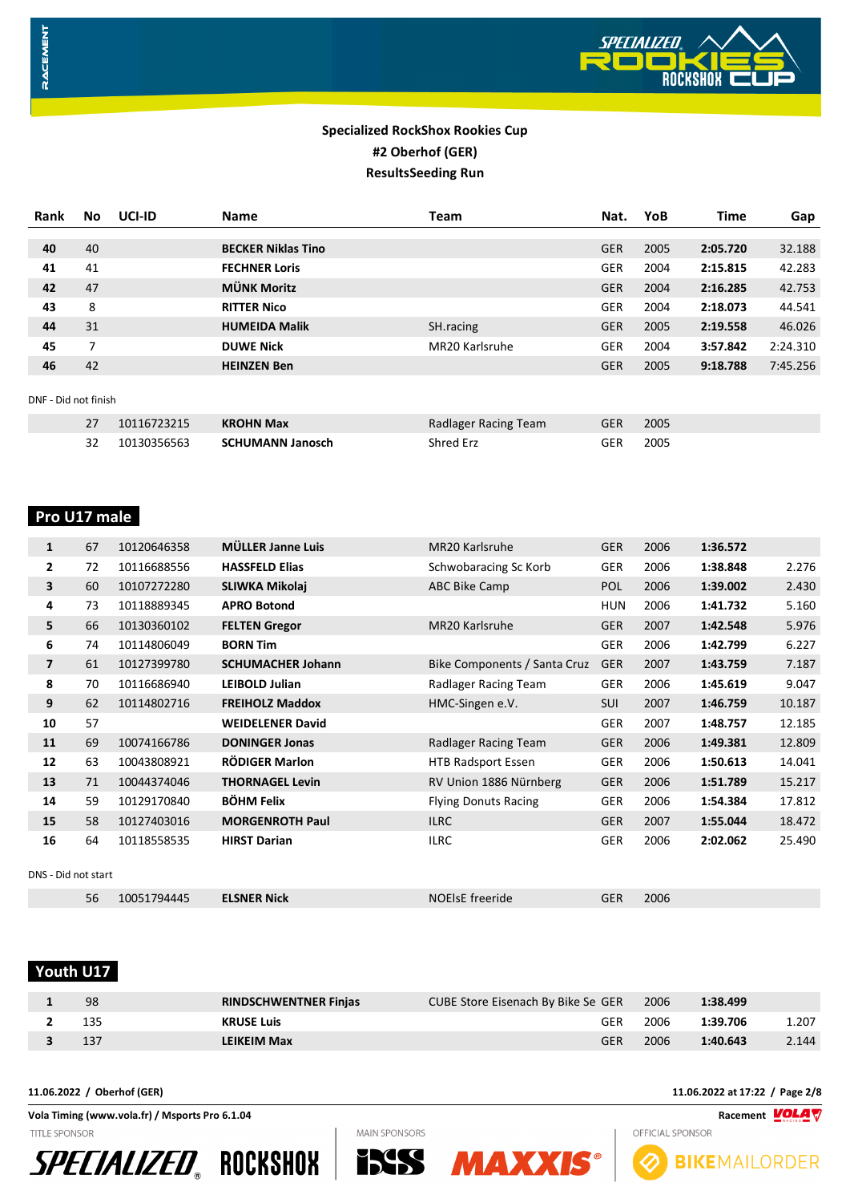**Specialized RockShox Rookies Cup**
**#2 Oberhof (GER)**
**ResultsSeeding Run**

| Rank | No | UCI-ID | Name | Team | Nat. | YoB | Time | Gap |
|---|---|---|---|---|---|---|---|---|
| 40 | 40 | | **BECKER Niklas Tino** | | GER | 2005 | **2:05.720** | 32.188 |
| 41 | 41 | | **FECHNER Loris** | | GER | 2004 | **2:15.815** | 42.283 |
| 42 | 47 | | **MÜNK Moritz** | | GER | 2004 | **2:16.285** | 42.753 |
| 43 | 8 | | **RITTER Nico** | | GER | 2004 | **2:18.073** | 44.541 |
| 44 | 31 | | **HUMEIDA Malik** | SH.racing | GER | 2005 | **2:19.558** | 46.026 |
| 45 | 7 | | **DUWE Nick** | MR20 Karlsruhe | GER | 2004 | **3:57.842** | 2:24.310 |
| 46 | 42 | | **HEINZEN Ben** | | GER | 2005 | **9:18.788** | 7:45.256 |

DNF - Did not finish

| Rank | No | UCI-ID | Name | Team | Nat. | YoB | Time | Gap |
|---|---|---|---|---|---|---|---|---|
| | 27 | 10116723215 | **KROHN Max** | Radlager Racing Team | GER | 2005 | | |
| | 32 | 10130356563 | **SCHUMANN Janosch** | Shred Erz | GER | 2005 | | |

## Pro U17 male

| Rank | No | UCI-ID | Name | Team | Nat. | YoB | Time | Gap |
|---|---|---|---|---|---|---|---|---|
| 1 | 67 | 10120646358 | **MÜLLER Janne Luis** | MR20 Karlsruhe | GER | 2006 | **1:36.572** | |
| 2 | 72 | 10116688556 | **HASSFELD Elias** | Schwobaracing Sc Korb | GER | 2006 | **1:38.848** | 2.276 |
| 3 | 60 | 10107272280 | **SLIWKA Mikolaj** | ABC Bike Camp | POL | 2006 | **1:39.002** | 2.430 |
| 4 | 73 | 10118889345 | **APRO Botond** | | HUN | 2006 | **1:41.732** | 5.160 |
| 5 | 66 | 10130360102 | **FELTEN Gregor** | MR20 Karlsruhe | GER | 2007 | **1:42.548** | 5.976 |
| 6 | 74 | 10114806049 | **BORN Tim** | | GER | 2006 | **1:42.799** | 6.227 |
| 7 | 61 | 10127399780 | **SCHUMACHER Johann** | Bike Components / Santa Cruz | GER | 2007 | **1:43.759** | 7.187 |
| 8 | 70 | 10116686940 | **LEIBOLD Julian** | Radlager Racing Team | GER | 2006 | **1:45.619** | 9.047 |
| 9 | 62 | 10114802716 | **FREIHOLZ Maddox** | HMC-Singen e.V. | SUI | 2007 | **1:46.759** | 10.187 |
| 10 | 57 | | **WEIDELENER David** | | GER | 2007 | **1:48.757** | 12.185 |
| 11 | 69 | 10074166786 | **DONINGER Jonas** | Radlager Racing Team | GER | 2006 | **1:49.381** | 12.809 |
| 12 | 63 | 10043808921 | **RÖDIGER Marlon** | HTB Radsport Essen | GER | 2006 | **1:50.613** | 14.041 |
| 13 | 71 | 10044374046 | **THORNAGEL Levin** | RV Union 1886 Nürnberg | GER | 2006 | **1:51.789** | 15.217 |
| 14 | 59 | 10129170840 | **BÖHM Felix** | Flying Donuts Racing | GER | 2006 | **1:54.384** | 17.812 |
| 15 | 58 | 10127403016 | **MORGENROTH Paul** | ILRC | GER | 2007 | **1:55.044** | 18.472 |
| 16 | 64 | 10118558535 | **HIRST Darian** | ILRC | GER | 2006 | **2:02.062** | 25.490 |

DNS - Did not start

| Rank | No | UCI-ID | Name | Team | Nat. | YoB | Time | Gap |
|---|---|---|---|---|---|---|---|---|
| | 56 | 10051794445 | **ELSNER Nick** | NOElsE freeride | GER | 2006 | | |

## Youth U17

| Rank | No | UCI-ID | Name | Team | Nat. | YoB | Time | Gap |
|---|---|---|---|---|---|---|---|---|
| 1 | 98 | | **RINDSCHWENTNER Finjas** | CUBE Store Eisenach By Bike Se | GER | 2006 | **1:38.499** | |
| 2 | 135 | | **KRUSE Luis** | | GER | 2006 | **1:39.706** | 1.207 |
| 3 | 137 | | **LEIKEIM Max** | | GER | 2006 | **1:40.643** | 2.144 |

**11.06.2022 / Oberhof (GER)** **11.06.2022 at 17:22**

**Vola Timing (www.vola.fr) / Msports Pro 6.1.04** **Racement**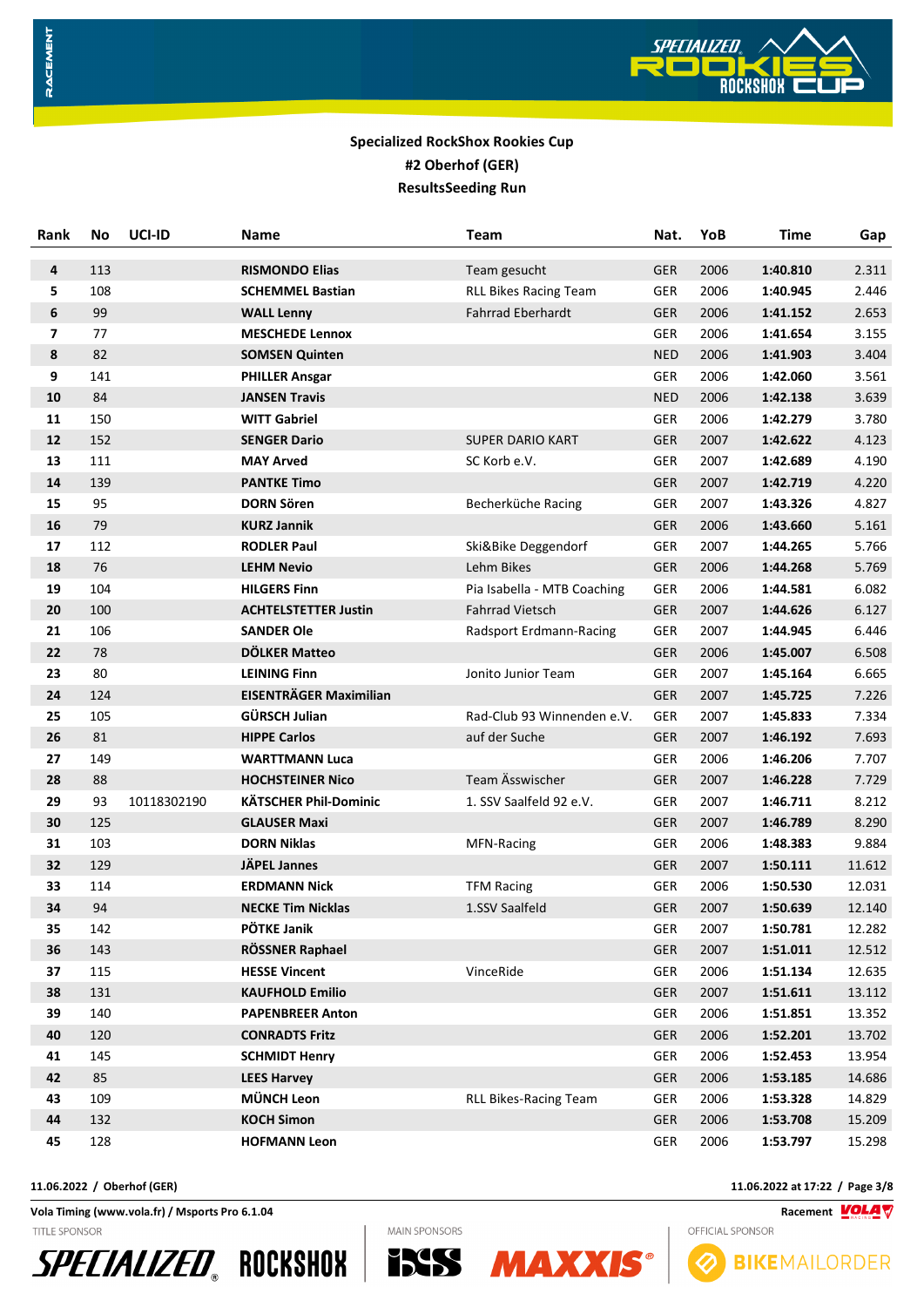**Specialized RockShox Rookies Cup**
**#2 Oberhof (GER)**
**ResultsSeeding Run**

| Rank | No | UCI-ID | Name | Team | Nat. | YoB | Time | Gap |
|---|---|---|---|---|---|---|---|---|
| **4** | 113 | | **RISMONDO Elias** | Team gesucht | GER | 2006 | **1:40.810** | 2.311 |
| **5** | 108 | | **SCHEMMEL Bastian** | RLL Bikes Racing Team | GER | 2006 | **1:40.945** | 2.446 |
| **6** | 99 | | **WALL Lenny** | Fahrrad Eberhardt | GER | 2006 | **1:41.152** | 2.653 |
| **7** | 77 | | **MESCHEDE Lennox** | | GER | 2006 | **1:41.654** | 3.155 |
| **8** | 82 | | **SOMSEN Quinten** | | NED | 2006 | **1:41.903** | 3.404 |
| **9** | 141 | | **PHILLER Ansgar** | | GER | 2006 | **1:42.060** | 3.561 |
| **10** | 84 | | **JANSEN Travis** | | NED | 2006 | **1:42.138** | 3.639 |
| **11** | 150 | | **WITT Gabriel** | | GER | 2006 | **1:42.279** | 3.780 |
| **12** | 152 | | **SENGER Dario** | SUPER DARIO KART | GER | 2007 | **1:42.622** | 4.123 |
| **13** | 111 | | **MAY Arved** | SC Korb e.V. | GER | 2007 | **1:42.689** | 4.190 |
| **14** | 139 | | **PANTKE Timo** | | GER | 2007 | **1:42.719** | 4.220 |
| **15** | 95 | | **DORN Sören** | Becherküche Racing | GER | 2007 | **1:43.326** | 4.827 |
| **16** | 79 | | **KURZ Jannik** | | GER | 2006 | **1:43.660** | 5.161 |
| **17** | 112 | | **RODLER Paul** | Ski&Bike Deggendorf | GER | 2007 | **1:44.265** | 5.766 |
| **18** | 76 | | **LEHM Nevio** | Lehm Bikes | GER | 2006 | **1:44.268** | 5.769 |
| **19** | 104 | | **HILGERS Finn** | Pia Isabella - MTB Coaching | GER | 2006 | **1:44.581** | 6.082 |
| **20** | 100 | | **ACHTELSTETTER Justin** | Fahrrad Vietsch | GER | 2007 | **1:44.626** | 6.127 |
| **21** | 106 | | **SANDER Ole** | Radsport Erdmann-Racing | GER | 2007 | **1:44.945** | 6.446 |
| **22** | 78 | | **DÖLKER Matteo** | | GER | 2006 | **1:45.007** | 6.508 |
| **23** | 80 | | **LEINING Finn** | Jonito Junior Team | GER | 2007 | **1:45.164** | 6.665 |
| **24** | 124 | | **EISENTRÄGER Maximilian** | | GER | 2007 | **1:45.725** | 7.226 |
| **25** | 105 | | **GÜRSCH Julian** | Rad-Club 93 Winnenden e.V. | GER | 2007 | **1:45.833** | 7.334 |
| **26** | 81 | | **HIPPE Carlos** | auf der Suche | GER | 2007 | **1:46.192** | 7.693 |
| **27** | 149 | | **WARTTMANN Luca** | | GER | 2006 | **1:46.206** | 7.707 |
| **28** | 88 | | **HOCHSTEINER Nico** | Team Äswischer | GER | 2007 | **1:46.228** | 7.729 |
| **29** | 93 | 10118302190 | **KÄTSCHER Phil-Dominic** | 1. SSV Saalfeld 92 e.V. | GER | 2007 | **1:46.711** | 8.212 |
| **30** | 125 | | **GLAUSER Maxi** | | GER | 2007 | **1:46.789** | 8.290 |
| **31** | 103 | | **DORN Niklas** | MFN-Racing | GER | 2006 | **1:48.383** | 9.884 |
| **32** | 129 | | **JÄPEL Jannes** | | GER | 2007 | **1:50.111** | 11.612 |
| **33** | 114 | | **ERDMANN Nick** | TFM Racing | GER | 2006 | **1:50.530** | 12.031 |
| **34** | 94 | | **NECKE Tim Nicklas** | 1.SSV Saalfeld | GER | 2007 | **1:50.639** | 12.140 |
| **35** | 142 | | **PÖTKE Janik** | | GER | 2007 | **1:50.781** | 12.282 |
| **36** | 143 | | **RÖSSNER Raphael** | | GER | 2007 | **1:51.011** | 12.512 |
| **37** | 115 | | **HESSE Vincent** | VinceRide | GER | 2006 | **1:51.134** | 12.635 |
| **38** | 131 | | **KAUFHOLD Emilio** | | GER | 2007 | **1:51.611** | 13.112 |
| **39** | 140 | | **PAPENBREER Anton** | | GER | 2006 | **1:51.851** | 13.352 |
| **40** | 120 | | **CONRADTS Fritz** | | GER | 2006 | **1:52.201** | 13.702 |
| **41** | 145 | | **SCHMIDT Henry** | | GER | 2006 | **1:52.453** | 13.954 |
| **42** | 85 | | **LEES Harvey** | | GER | 2006 | **1:53.185** | 14.686 |
| **43** | 109 | | **MÜNCH Leon** | RLL Bikes-Racing Team | GER | 2006 | **1:53.328** | 14.829 |
| **44** | 132 | | **KOCH Simon** | | GER | 2006 | **1:53.708** | 15.209 |
| **45** | 128 | | **HOFMANN Leon** | | GER | 2006 | **1:53.797** | 15.298 |

**11.06.2022 / Oberhof (GER)**

**11.06.2022 at 17:22**

**Vola Timing (www.vola.fr) / Msports Pro 6.1.04**

TITLE SPONSOR — MAIN SPONSORS — OFFICIAL SPONSOR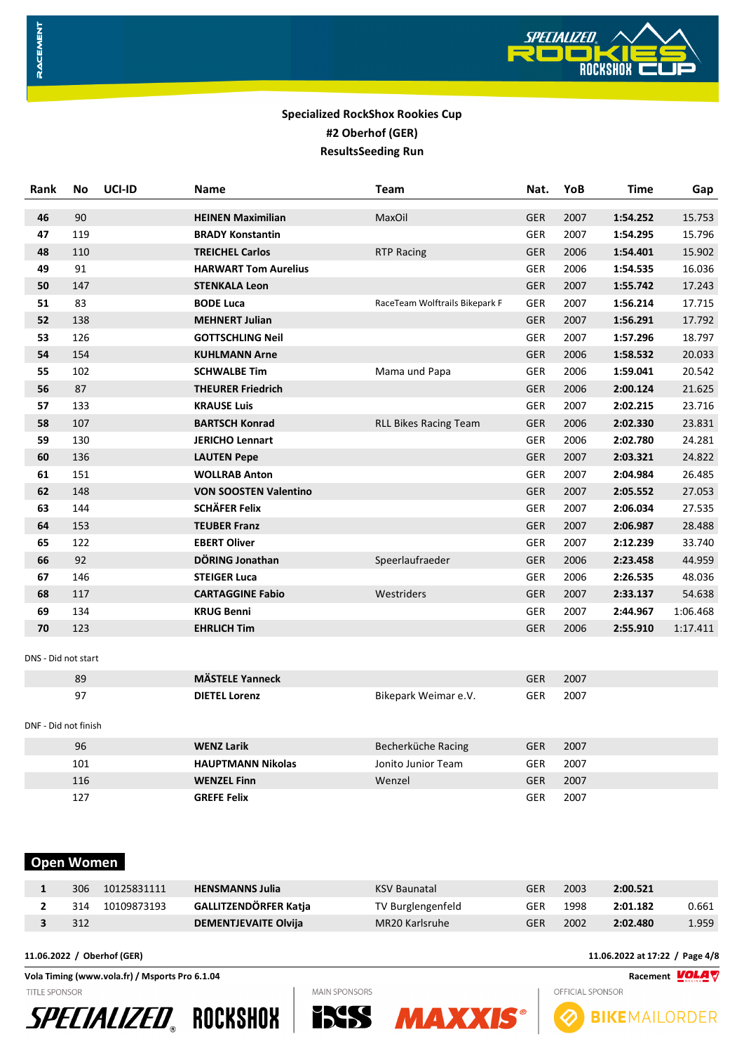**Specialized RockShox Rookies Cup**
**#2 Oberhof (GER)**
**ResultsSeeding Run**

| Rank | No | UCI-ID | Name | Team | Nat. | YoB | Time | Gap |
|---|---|---|---|---|---|---|---|---|
| **46** | 90 | | **HEINEN Maximilian** | MaxOil | GER | 2007 | **1:54.252** | 15.753 |
| **47** | 119 | | **BRADY Konstantin** | | GER | 2007 | **1:54.295** | 15.796 |
| **48** | 110 | | **TREICHEL Carlos** | RTP Racing | GER | 2006 | **1:54.401** | 15.902 |
| **49** | 91 | | **HARWART Tom Aurelius** | | GER | 2006 | **1:54.535** | 16.036 |
| **50** | 147 | | **STENKALA Leon** | | GER | 2007 | **1:55.742** | 17.243 |
| **51** | 83 | | **BODE Luca** | RaceTeam Wolftrails Bikepark F | GER | 2007 | **1:56.214** | 17.715 |
| **52** | 138 | | **MEHNERT Julian** | | GER | 2007 | **1:56.291** | 17.792 |
| **53** | 126 | | **GOTTSCHLING Neil** | | GER | 2007 | **1:57.296** | 18.797 |
| **54** | 154 | | **KUHLMANN Arne** | | GER | 2006 | **1:58.532** | 20.033 |
| **55** | 102 | | **SCHWALBE Tim** | Mama und Papa | GER | 2006 | **1:59.041** | 20.542 |
| **56** | 87 | | **THEURER Friedrich** | | GER | 2006 | **2:00.124** | 21.625 |
| **57** | 133 | | **KRAUSE Luis** | | GER | 2007 | **2:02.215** | 23.716 |
| **58** | 107 | | **BARTSCH Konrad** | RLL Bikes Racing Team | GER | 2006 | **2:02.330** | 23.831 |
| **59** | 130 | | **JERICHO Lennart** | | GER | 2006 | **2:02.780** | 24.281 |
| **60** | 136 | | **LAUTEN Pepe** | | GER | 2007 | **2:03.321** | 24.822 |
| **61** | 151 | | **WOLLRAB Anton** | | GER | 2007 | **2:04.984** | 26.485 |
| **62** | 148 | | **VON SOOSTEN Valentino** | | GER | 2007 | **2:05.552** | 27.053 |
| **63** | 144 | | **SCHÄFER Felix** | | GER | 2007 | **2:06.034** | 27.535 |
| **64** | 153 | | **TEUBER Franz** | | GER | 2007 | **2:06.987** | 28.488 |
| **65** | 122 | | **EBERT Oliver** | | GER | 2007 | **2:12.239** | 33.740 |
| **66** | 92 | | **DÖRING Jonathan** | Speerlaufraeder | GER | 2006 | **2:23.458** | 44.959 |
| **67** | 146 | | **STEIGER Luca** | | GER | 2006 | **2:26.535** | 48.036 |
| **68** | 117 | | **CARTAGGINE Fabio** | Westriders | GER | 2007 | **2:33.137** | 54.638 |
| **69** | 134 | | **KRUG Benni** | | GER | 2007 | **2:44.967** | 1:06.468 |
| **70** | 123 | | **EHRLICH Tim** | | GER | 2006 | **2:55.910** | 1:17.411 |

DNS - Did not start

| Rank | No | UCI-ID | Name | Team | Nat. | YoB | Time | Gap |
|---|---|---|---|---|---|---|---|---|
| | 89 | | **MÄSTELE Yanneck** | | GER | 2007 | | |
| | 97 | | **DIETEL Lorenz** | Bikepark Weimar e.V. | GER | 2007 | | |

DNF - Did not finish

| Rank | No | UCI-ID | Name | Team | Nat. | YoB | Time | Gap |
|---|---|---|---|---|---|---|---|---|
| | 96 | | **WENZ Larik** | Becherküche Racing | GER | 2007 | | |
| | 101 | | **HAUPTMANN Nikolas** | Jonito Junior Team | GER | 2007 | | |
| | 116 | | **WENZEL Finn** | Wenzel | GER | 2007 | | |
| | 127 | | **GREFE Felix** | | GER | 2007 | | |

## Open Women

| Rank | No | UCI-ID | Name | Team | Nat. | YoB | Time | Gap |
|---|---|---|---|---|---|---|---|---|
| **1** | 306 | 10125831111 | **HENSMANNS Julia** | KSV Baunatal | GER | 2003 | **2:00.521** | |
| **2** | 314 | 10109873193 | **GALLITZENDÖRFER Katja** | TV Burglengenfeld | GER | 1998 | **2:01.182** | 0.661 |
| **3** | 312 | | **DEMENTJEVAITE Olvija** | MR20 Karlsruhe | GER | 2002 | **2:02.480** | 1.959 |

**11.06.2022 / Oberhof (GER)** **11.06.2022 at 17:22**

**Vola Timing (www.vola.fr) / Msports Pro 6.1.04**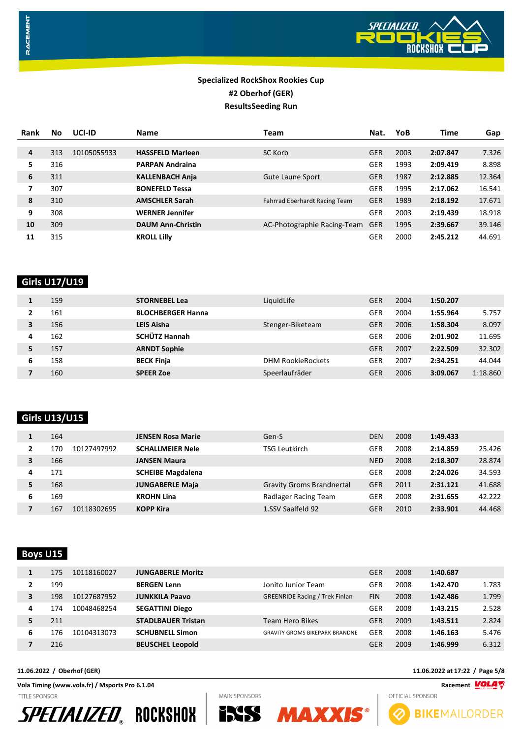**Specialized RockShox Rookies Cup**
**#2 Oberhof (GER)**
**ResultsSeeding Run**

| Rank | No | UCI-ID | Name | Team | Nat. | YoB | Time | Gap |
|---|---|---|---|---|---|---|---|---|
| 4 | 313 | 10105055933 | **HASSFELD Marleen** | SC Korb | GER | 2003 | **2:07.847** | 7.326 |
| 5 | 316 | | **PARPAN Andraina** | | GER | 1993 | **2:09.419** | 8.898 |
| 6 | 311 | | **KALLENBACH Anja** | Gute Laune Sport | GER | 1987 | **2:12.885** | 12.364 |
| 7 | 307 | | **BONEFELD Tessa** | | GER | 1995 | **2:17.062** | 16.541 |
| 8 | 310 | | **AMSCHLER Sarah** | Fahrrad Eberhardt Racing Team | GER | 1989 | **2:18.192** | 17.671 |
| 9 | 308 | | **WERNER Jennifer** | | GER | 2003 | **2:19.439** | 18.918 |
| 10 | 309 | | **DAUM Ann-Christin** | AC-Photographie Racing-Team | GER | 1995 | **2:39.667** | 39.146 |
| 11 | 315 | | **KROLL Lilly** | | GER | 2000 | **2:45.212** | 44.691 |

## Girls U17/U19

| Rank | No | UCI-ID | Name | Team | Nat. | YoB | Time | Gap |
|---|---|---|---|---|---|---|---|---|
| 1 | 159 | | **STORNEBEL Lea** | LiquidLife | GER | 2004 | **1:50.207** | |
| 2 | 161 | | **BLOCHBERGER Hanna** | | GER | 2004 | **1:55.964** | 5.757 |
| 3 | 156 | | **LEIS Aisha** | Stenger-Biketeam | GER | 2006 | **1:58.304** | 8.097 |
| 4 | 162 | | **SCHÜTZ Hannah** | | GER | 2006 | **2:01.902** | 11.695 |
| 5 | 157 | | **ARNDT Sophie** | | GER | 2007 | **2:22.509** | 32.302 |
| 6 | 158 | | **BECK Finja** | DHM RookieRockets | GER | 2007 | **2:34.251** | 44.044 |
| 7 | 160 | | **SPEER Zoe** | Speerlaufräder | GER | 2006 | **3:09.067** | 1:18.860 |

## Girls U13/U15

| Rank | No | UCI-ID | Name | Team | Nat. | YoB | Time | Gap |
|---|---|---|---|---|---|---|---|---|
| 1 | 164 | | **JENSEN Rosa Marie** | Gen-S | DEN | 2008 | **1:49.433** | |
| 2 | 170 | 10127497992 | **SCHALLMEIER Nele** | TSG Leutkirch | GER | 2008 | **2:14.859** | 25.426 |
| 3 | 166 | | **JANSEN Maura** | | NED | 2008 | **2:18.307** | 28.874 |
| 4 | 171 | | **SCHEIBE Magdalena** | | GER | 2008 | **2:24.026** | 34.593 |
| 5 | 168 | | **JUNGABERLE Maja** | Gravity Groms Brandnertal | GER | 2011 | **2:31.121** | 41.688 |
| 6 | 169 | | **KROHN Lina** | Radlager Racing Team | GER | 2008 | **2:31.655** | 42.222 |
| 7 | 167 | 10118302695 | **KOPP Kira** | 1.SSV Saalfeld 92 | GER | 2010 | **2:33.901** | 44.468 |

## Boys U15

| Rank | No | UCI-ID | Name | Team | Nat. | YoB | Time | Gap |
|---|---|---|---|---|---|---|---|---|
| 1 | 175 | 10118160027 | **JUNGABERLE Moritz** | | GER | 2008 | **1:40.687** | |
| 2 | 199 | | **BERGEN Lenn** | Jonito Junior Team | GER | 2008 | **1:42.470** | 1.783 |
| 3 | 198 | 10127687952 | **JUNKKILA Paavo** | GREENRIDE Racing / Trek Finlan | FIN | 2008 | **1:42.486** | 1.799 |
| 4 | 174 | 10048468254 | **SEGATTINI Diego** | | GER | 2008 | **1:43.215** | 2.528 |
| 5 | 211 | | **STADLBAUER Tristan** | Team Hero Bikes | GER | 2009 | **1:43.511** | 2.824 |
| 6 | 176 | 10104313073 | **SCHUBNELL Simon** | GRAVITY GROMS BIKEPARK BRANDNE | GER | 2008 | **1:46.163** | 5.476 |
| 7 | 216 | | **BEUSCHEL Leopold** | | GER | 2009 | **1:46.999** | 6.312 |

**11.06.2022 / Oberhof (GER)** — **11.06.2022 at 17:22**

**Vola Timing (www.vola.fr) / Msports Pro 6.1.04**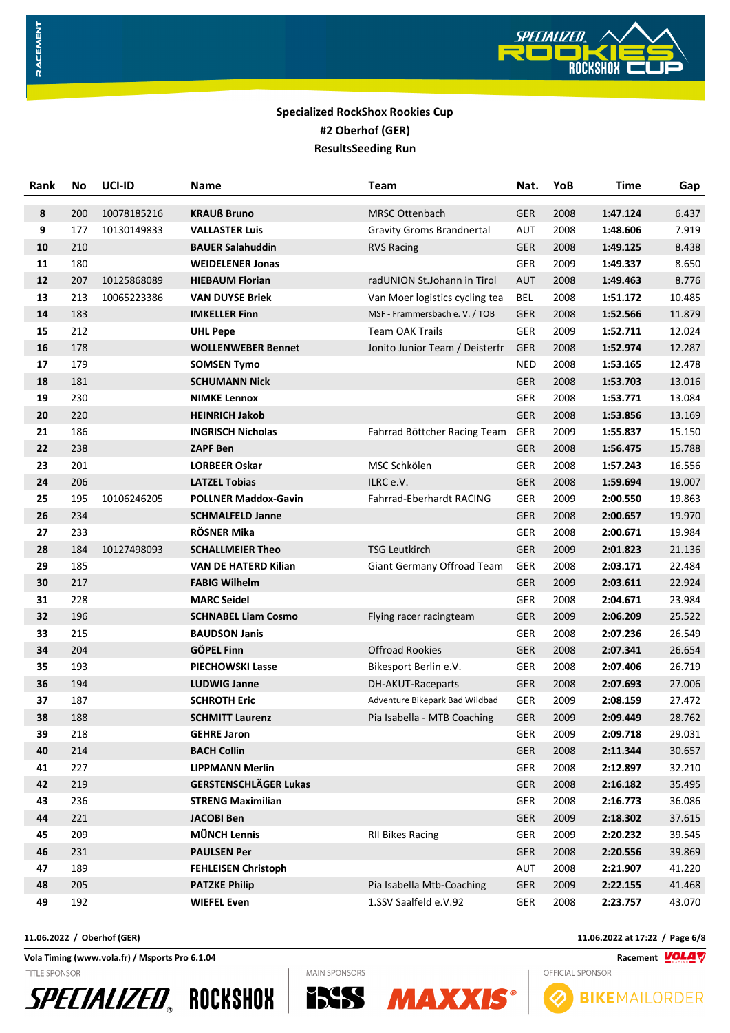**Specialized RockShox Rookies Cup**
**#2 Oberhof (GER)**
**ResultsSeeding Run**

| Rank | No | UCI-ID | Name | Team | Nat. | YoB | Time | Gap |
|---|---|---|---|---|---|---|---|---|
| 8 | 200 | 10078185216 | KRAUß Bruno | MRSC Ottenbach | GER | 2008 | 1:47.124 | 6.437 |
| 9 | 177 | 10130149833 | VALLASTER Luis | Gravity Groms Brandnertal | AUT | 2008 | 1:48.606 | 7.919 |
| 10 | 210 | | BAUER Salahuddin | RVS Racing | GER | 2008 | 1:49.125 | 8.438 |
| 11 | 180 | | WEIDELENER Jonas | | GER | 2009 | 1:49.337 | 8.650 |
| 12 | 207 | 10125868089 | HIEBAUM Florian | radUNION St.Johann in Tirol | AUT | 2008 | 1:49.463 | 8.776 |
| 13 | 213 | 10065223386 | VAN DUYSE Briek | Van Moer logistics cycling tea | BEL | 2008 | 1:51.172 | 10.485 |
| 14 | 183 | | IMKELLER Finn | MSF - Frammersbach e. V. / TOB | GER | 2008 | 1:52.566 | 11.879 |
| 15 | 212 | | UHL Pepe | Team OAK Trails | GER | 2009 | 1:52.711 | 12.024 |
| 16 | 178 | | WOLLENWEBER Bennet | Jonito Junior Team / Deisterfr | GER | 2008 | 1:52.974 | 12.287 |
| 17 | 179 | | SOMSEN Tymo | | NED | 2008 | 1:53.165 | 12.478 |
| 18 | 181 | | SCHUMANN Nick | | GER | 2008 | 1:53.703 | 13.016 |
| 19 | 230 | | NIMKE Lennox | | GER | 2008 | 1:53.771 | 13.084 |
| 20 | 220 | | HEINRICH Jakob | | GER | 2008 | 1:53.856 | 13.169 |
| 21 | 186 | | INGRISCH Nicholas | Fahrrad Böttcher Racing Team | GER | 2009 | 1:55.837 | 15.150 |
| 22 | 238 | | ZAPF Ben | | GER | 2008 | 1:56.475 | 15.788 |
| 23 | 201 | | LORBEER Oskar | MSC Schkölen | GER | 2008 | 1:57.243 | 16.556 |
| 24 | 206 | | LATZEL Tobias | ILRC e.V. | GER | 2008 | 1:59.694 | 19.007 |
| 25 | 195 | 10106246205 | POLLNER Maddox-Gavin | Fahrrad-Eberhardt RACING | GER | 2009 | 2:00.550 | 19.863 |
| 26 | 234 | | SCHMALFELD Janne | | GER | 2008 | 2:00.657 | 19.970 |
| 27 | 233 | | RÖSNER Mika | | GER | 2008 | 2:00.671 | 19.984 |
| 28 | 184 | 10127498093 | SCHALLMEIER Theo | TSG Leutkirch | GER | 2009 | 2:01.823 | 21.136 |
| 29 | 185 | | VAN DE HATERD Kilian | Giant Germany Offroad Team | GER | 2008 | 2:03.171 | 22.484 |
| 30 | 217 | | FABIG Wilhelm | | GER | 2009 | 2:03.611 | 22.924 |
| 31 | 228 | | MARC Seidel | | GER | 2008 | 2:04.671 | 23.984 |
| 32 | 196 | | SCHNABEL Liam Cosmo | Flying racer racingteam | GER | 2009 | 2:06.209 | 25.522 |
| 33 | 215 | | BAUDSON Janis | | GER | 2008 | 2:07.236 | 26.549 |
| 34 | 204 | | GÖPEL Finn | Offroad Rookies | GER | 2008 | 2:07.341 | 26.654 |
| 35 | 193 | | PIECHOWSKI Lasse | Bikesport Berlin e.V. | GER | 2008 | 2:07.406 | 26.719 |
| 36 | 194 | | LUDWIG Janne | DH-AKUT-Raceparts | GER | 2008 | 2:07.693 | 27.006 |
| 37 | 187 | | SCHROTH Eric | Adventure Bikepark Bad Wildbad | GER | 2009 | 2:08.159 | 27.472 |
| 38 | 188 | | SCHMITT Laurenz | Pia Isabella - MTB Coaching | GER | 2009 | 2:09.449 | 28.762 |
| 39 | 218 | | GEHRE Jaron | | GER | 2009 | 2:09.718 | 29.031 |
| 40 | 214 | | BACH Collin | | GER | 2008 | 2:11.344 | 30.657 |
| 41 | 227 | | LIPPMANN Merlin | | GER | 2008 | 2:12.897 | 32.210 |
| 42 | 219 | | GERSTENSCHLÄGER Lukas | | GER | 2008 | 2:16.182 | 35.495 |
| 43 | 236 | | STRENG Maximilian | | GER | 2008 | 2:16.773 | 36.086 |
| 44 | 221 | | JACOBI Ben | | GER | 2009 | 2:18.302 | 37.615 |
| 45 | 209 | | MÜNCH Lennis | RII Bikes Racing | GER | 2009 | 2:20.232 | 39.545 |
| 46 | 231 | | PAULSEN Per | | GER | 2008 | 2:20.556 | 39.869 |
| 47 | 189 | | FEHLEISEN Christoph | | AUT | 2008 | 2:21.907 | 41.220 |
| 48 | 205 | | PATZKE Philip | Pia Isabella Mtb-Coaching | GER | 2009 | 2:22.155 | 41.468 |
| 49 | 192 | | WIEFEL Even | 1.SSV Saalfeld e.V.92 | GER | 2008 | 2:23.757 | 43.070 |

**11.06.2022 / Oberhof (GER)** **11.06.2022 at 17:22**

**Vola Timing (www.vola.fr) / Msports Pro 6.1.04**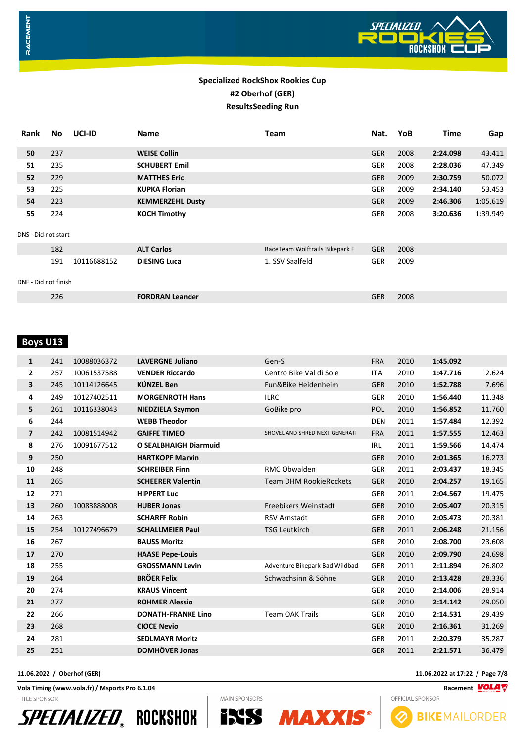# Specialized RockShox Rookies Cup

## #2 Oberhof (GER)

## ResultsSeeding Run

| Rank | No | UCI-ID | Name | Team | Nat. | YoB | Time | Gap |
|---|---|---|---|---|---|---|---|---|
| 50 | 237 | | **WEISE Collin** | | GER | 2008 | **2:24.098** | 43.411 |
| 51 | 235 | | **SCHUBERT Emil** | | GER | 2008 | **2:28.036** | 47.349 |
| 52 | 229 | | **MATTHES Eric** | | GER | 2009 | **2:30.759** | 50.072 |
| 53 | 225 | | **KUPKA Florian** | | GER | 2009 | **2:34.140** | 53.453 |
| 54 | 223 | | **KEMMERZEHL Dusty** | | GER | 2009 | **2:46.306** | 1:05.619 |
| 55 | 224 | | **KOCH Timothy** | | GER | 2008 | **3:20.636** | 1:39.949 |

DNS - Did not start

| Rank | No | UCI-ID | Name | Team | Nat. | YoB | Time | Gap |
|---|---|---|---|---|---|---|---|---|
| | 182 | | **ALT Carlos** | RaceTeam Wolftrails Bikepark F | GER | 2008 | | |
| | 191 | 10116688152 | **DIESING Luca** | 1. SSV Saalfeld | GER | 2009 | | |

DNF - Did not finish

| Rank | No | UCI-ID | Name | Team | Nat. | YoB | Time | Gap |
|---|---|---|---|---|---|---|---|---|
| | 226 | | **FORDRAN Leander** | | GER | 2008 | | |

## Boys U13

| Rank | No | UCI-ID | Name | Team | Nat. | YoB | Time | Gap |
|---|---|---|---|---|---|---|---|---|
| 1 | 241 | 10088036372 | **LAVERGNE Juliano** | Gen-S | FRA | 2010 | **1:45.092** | |
| 2 | 257 | 10061537588 | **VENDER Riccardo** | Centro Bike Val di Sole | ITA | 2010 | **1:47.716** | 2.624 |
| 3 | 245 | 10114126645 | **KÜNZEL Ben** | Fun&Bike Heidenheim | GER | 2010 | **1:52.788** | 7.696 |
| 4 | 249 | 10127402511 | **MORGENROTH Hans** | ILRC | GER | 2010 | **1:56.440** | 11.348 |
| 5 | 261 | 10116338043 | **NIEDZIELA Szymon** | GoBike pro | POL | 2010 | **1:56.852** | 11.760 |
| 6 | 244 | | **WEBB Theodor** | | DEN | 2011 | **1:57.484** | 12.392 |
| 7 | 242 | 10081514942 | **GAIFFE TIMEO** | SHOVEL AND SHRED NEXT GENERATI | FRA | 2011 | **1:57.555** | 12.463 |
| 8 | 276 | 10091677512 | **O SEALBHAIGH Diarmuid** | | IRL | 2011 | **1:59.566** | 14.474 |
| 9 | 250 | | **HARTKOPF Marvin** | | GER | 2010 | **2:01.365** | 16.273 |
| 10 | 248 | | **SCHREIBER Finn** | RMC Obwalden | GER | 2011 | **2:03.437** | 18.345 |
| 11 | 265 | | **SCHEERER Valentin** | Team DHM RookieRockets | GER | 2010 | **2:04.257** | 19.165 |
| 12 | 271 | | **HIPPERT Luc** | | GER | 2011 | **2:04.567** | 19.475 |
| 13 | 260 | 10083888008 | **HUBER Jonas** | Freebikers Weinstadt | GER | 2010 | **2:05.407** | 20.315 |
| 14 | 263 | | **SCHARFF Robin** | RSV Arnstadt | GER | 2010 | **2:05.473** | 20.381 |
| 15 | 254 | 10127496679 | **SCHALLMEIER Paul** | TSG Leutkirch | GER | 2011 | **2:06.248** | 21.156 |
| 16 | 267 | | **BAUSS Moritz** | | GER | 2010 | **2:08.700** | 23.608 |
| 17 | 270 | | **HAASE Pepe-Louis** | | GER | 2010 | **2:09.790** | 24.698 |
| 18 | 255 | | **GROSSMANN Levin** | Adventure Bikepark Bad Wildbad | GER | 2011 | **2:11.894** | 26.802 |
| 19 | 264 | | **BRÖER Felix** | Schwachsinn & Söhne | GER | 2010 | **2:13.428** | 28.336 |
| 20 | 274 | | **KRAUS Vincent** | | GER | 2010 | **2:14.006** | 28.914 |
| 21 | 277 | | **ROHMER Alessio** | | GER | 2010 | **2:14.142** | 29.050 |
| 22 | 266 | | **DONATH-FRANKE Lino** | Team OAK Trails | GER | 2010 | **2:14.531** | 29.439 |
| 23 | 268 | | **CIOCE Nevio** | | GER | 2010 | **2:16.361** | 31.269 |
| 24 | 281 | | **SEDLMAYR Moritz** | | GER | 2011 | **2:20.379** | 35.287 |
| 25 | 251 | | **DOMHÖVER Jonas** | | GER | 2011 | **2:21.571** | 36.479 |

**11.06.2022 / Oberhof (GER)** — **11.06.2022 at 17:22**

**Vola Timing (www.vola.fr) / Msports Pro 6.1.04**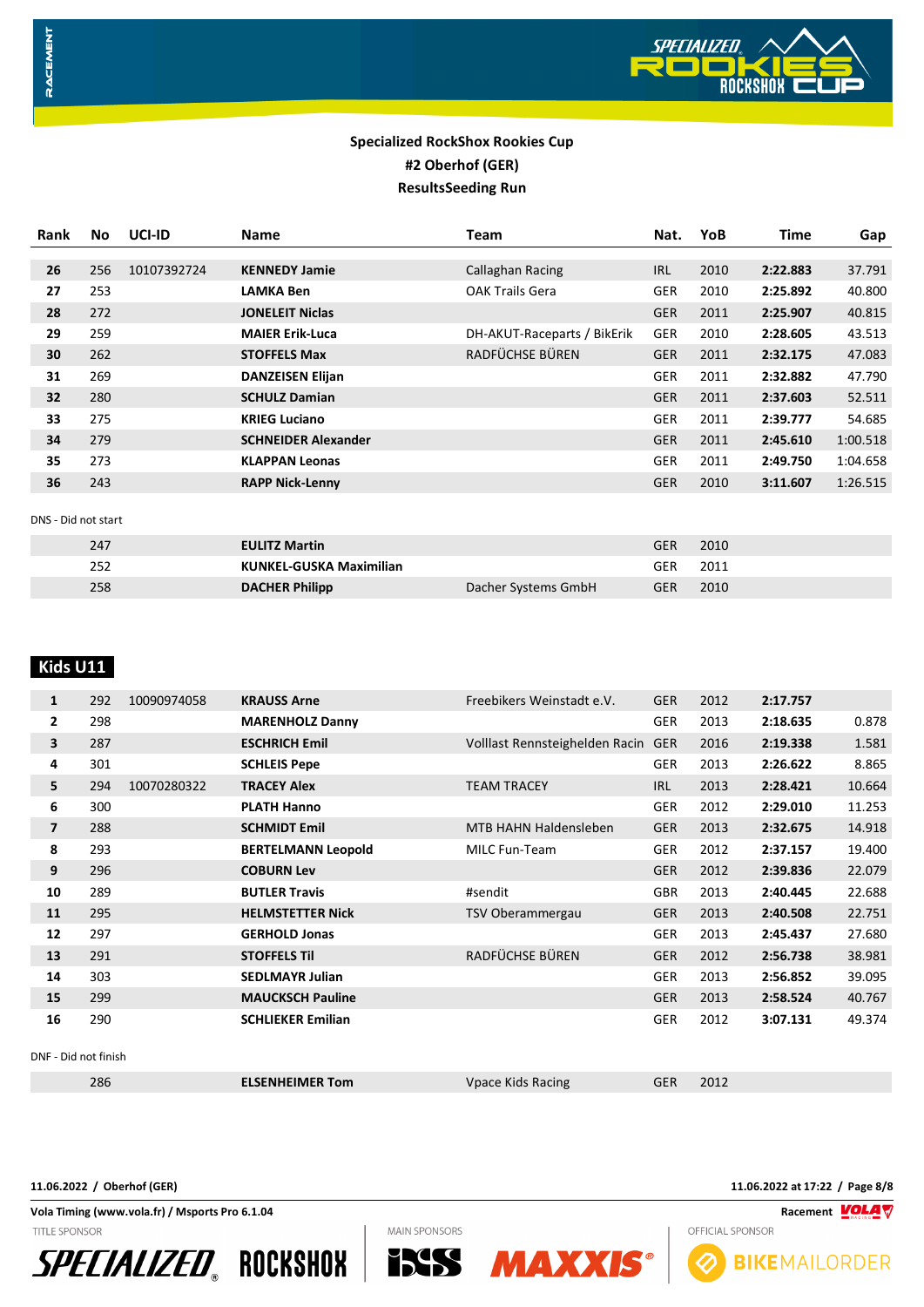**Specialized RockShox Rookies Cup**
**#2 Oberhof (GER)**
**ResultsSeeding Run**

| Rank | No | UCI-ID | Name | Team | Nat. | YoB | Time | Gap |
|---|---|---|---|---|---|---|---|---|
| 26 | 256 | 10107392724 | **KENNEDY Jamie** | Callaghan Racing | IRL | 2010 | **2:22.883** | 37.791 |
| 27 | 253 | | **LAMKA Ben** | OAK Trails Gera | GER | 2010 | **2:25.892** | 40.800 |
| 28 | 272 | | **JONELEIT Niclas** | | GER | 2011 | **2:25.907** | 40.815 |
| 29 | 259 | | **MAIER Erik-Luca** | DH-AKUT-Raceparts / BikErik | GER | 2010 | **2:28.605** | 43.513 |
| 30 | 262 | | **STOFFELS Max** | RADFÜCHSE BÜREN | GER | 2011 | **2:32.175** | 47.083 |
| 31 | 269 | | **DANZEISEN Elijan** | | GER | 2011 | **2:32.882** | 47.790 |
| 32 | 280 | | **SCHULZ Damian** | | GER | 2011 | **2:37.603** | 52.511 |
| 33 | 275 | | **KRIEG Luciano** | | GER | 2011 | **2:39.777** | 54.685 |
| 34 | 279 | | **SCHNEIDER Alexander** | | GER | 2011 | **2:45.610** | 1:00.518 |
| 35 | 273 | | **KLAPPAN Leonas** | | GER | 2011 | **2:49.750** | 1:04.658 |
| 36 | 243 | | **RAPP Nick-Lenny** | | GER | 2010 | **3:11.607** | 1:26.515 |

DNS - Did not start

| | No | | Name | Team | Nat. | YoB | | |
|---|---|---|---|---|---|---|---|---|
| | 247 | | **EULITZ Martin** | | GER | 2010 | | |
| | 252 | | **KUNKEL-GUSKA Maximilian** | | GER | 2011 | | |
| | 258 | | **DACHER Philipp** | Dacher Systems GmbH | GER | 2010 | | |

## Kids U11

| Rank | No | UCI-ID | Name | Team | Nat. | YoB | Time | Gap |
|---|---|---|---|---|---|---|---|---|
| 1 | 292 | 10090974058 | **KRAUSS Arne** | Freebikers Weinstadt e.V. | GER | 2012 | **2:17.757** | |
| 2 | 298 | | **MARENHOLZ Danny** | | GER | 2013 | **2:18.635** | 0.878 |
| 3 | 287 | | **ESCHRICH Emil** | Volllast Rennsteighelden Racin | GER | 2016 | **2:19.338** | 1.581 |
| 4 | 301 | | **SCHLEIS Pepe** | | GER | 2013 | **2:26.622** | 8.865 |
| 5 | 294 | 10070280322 | **TRACEY Alex** | TEAM TRACEY | IRL | 2013 | **2:28.421** | 10.664 |
| 6 | 300 | | **PLATH Hanno** | | GER | 2012 | **2:29.010** | 11.253 |
| 7 | 288 | | **SCHMIDT Emil** | MTB HAHN Haldensleben | GER | 2013 | **2:32.675** | 14.918 |
| 8 | 293 | | **BERTELMANN Leopold** | MILC Fun-Team | GER | 2012 | **2:37.157** | 19.400 |
| 9 | 296 | | **COBURN Lev** | | GER | 2012 | **2:39.836** | 22.079 |
| 10 | 289 | | **BUTLER Travis** | #sendit | GBR | 2013 | **2:40.445** | 22.688 |
| 11 | 295 | | **HELMSTETTER Nick** | TSV Oberammergau | GER | 2013 | **2:40.508** | 22.751 |
| 12 | 297 | | **GERHOLD Jonas** | | GER | 2013 | **2:45.437** | 27.680 |
| 13 | 291 | | **STOFFELS Til** | RADFÜCHSE BÜREN | GER | 2012 | **2:56.738** | 38.981 |
| 14 | 303 | | **SEDLMAYR Julian** | | GER | 2013 | **2:56.852** | 39.095 |
| 15 | 299 | | **MAUCKSCH Pauline** | | GER | 2013 | **2:58.524** | 40.767 |
| 16 | 290 | | **SCHLIEKER Emilian** | | GER | 2012 | **3:07.131** | 49.374 |

DNF - Did not finish

| | No | | Name | Team | Nat. | YoB | | |
|---|---|---|---|---|---|---|---|---|
| | 286 | | **ELSENHEIMER Tom** | Vpace Kids Racing | GER | 2012 | | |

**11.06.2022 / Oberhof (GER)**

**11.06.2022 at 17:22 / Page 8/8**

**Vola Timing (www.vola.fr) / Msports Pro 6.1.04**

Racement

TITLE SPONSOR — MAIN SPONSORS — OFFICIAL SPONSOR